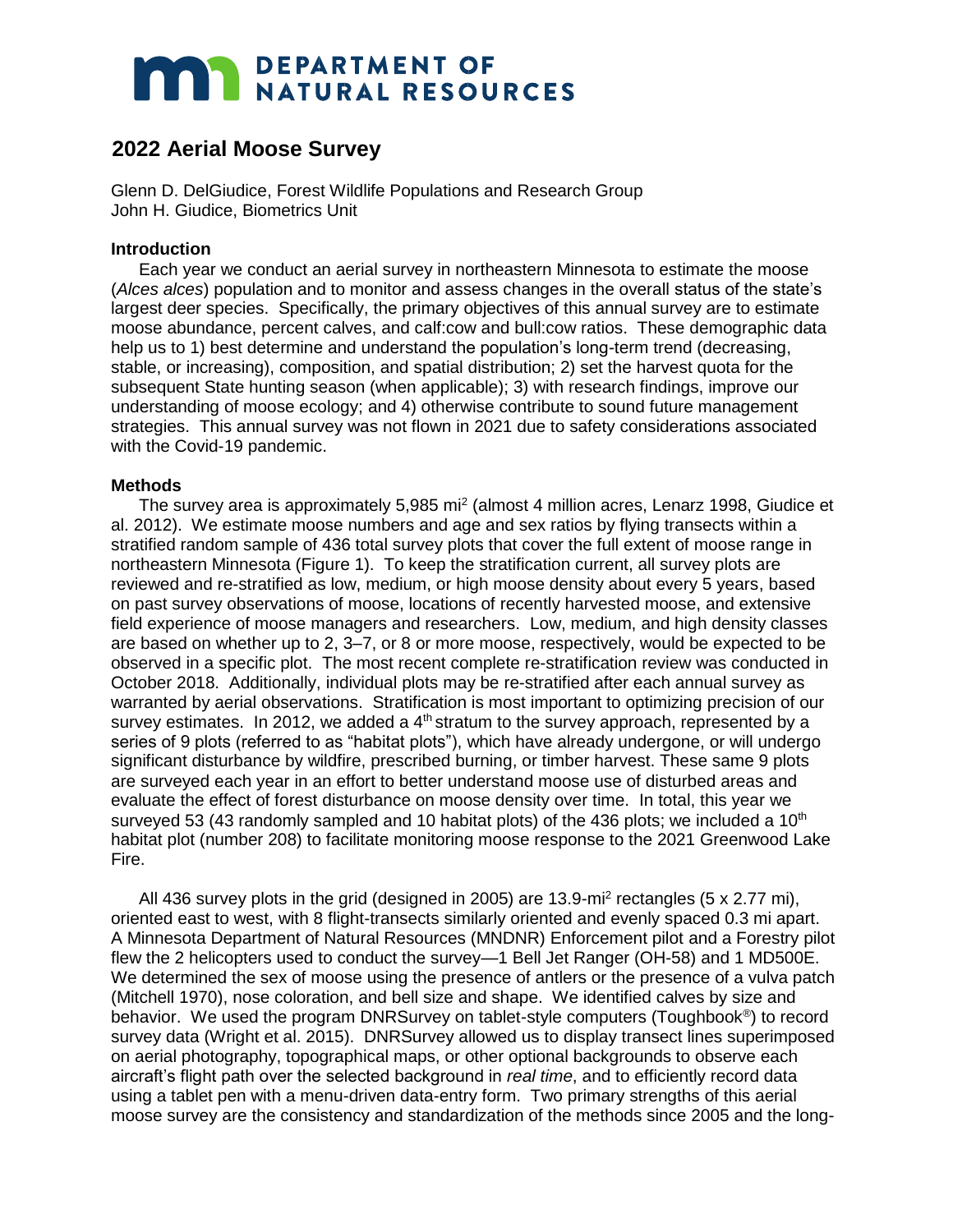# DEPARTMENT OF NATURAL RESOURCES

## 2022 Aerial Moose Survey

Glenn D. DelGiudice, Forest Wildlife Populations and Research Group
John H. Giudice, Biometrics Unit

### Introduction

Each year we conduct an aerial survey in northeastern Minnesota to estimate the moose (*Alces alces*) population and to monitor and assess changes in the overall status of the state's largest deer species. Specifically, the primary objectives of this annual survey are to estimate moose abundance, percent calves, and calf:cow and bull:cow ratios. These demographic data help us to 1) best determine and understand the population's long-term trend (decreasing, stable, or increasing), composition, and spatial distribution; 2) set the harvest quota for the subsequent State hunting season (when applicable); 3) with research findings, improve our understanding of moose ecology; and 4) otherwise contribute to sound future management strategies. This annual survey was not flown in 2021 due to safety considerations associated with the Covid-19 pandemic.

### Methods

The survey area is approximately 5,985 mi$^2$ (almost 4 million acres, Lenarz 1998, Giudice et al. 2012). We estimate moose numbers and age and sex ratios by flying transects within a stratified random sample of 436 total survey plots that cover the full extent of moose range in northeastern Minnesota (Figure 1). To keep the stratification current, all survey plots are reviewed and re-stratified as low, medium, or high moose density about every 5 years, based on past survey observations of moose, locations of recently harvested moose, and extensive field experience of moose managers and researchers. Low, medium, and high density classes are based on whether up to 2, 3–7, or 8 or more moose, respectively, would be expected to be observed in a specific plot. The most recent complete re-stratification review was conducted in October 2018. Additionally, individual plots may be re-stratified after each annual survey as warranted by aerial observations. Stratification is most important to optimizing precision of our survey estimates. In 2012, we added a 4$^{th}$ stratum to the survey approach, represented by a series of 9 plots (referred to as "habitat plots"), which have already undergone, or will undergo significant disturbance by wildfire, prescribed burning, or timber harvest. These same 9 plots are surveyed each year in an effort to better understand moose use of disturbed areas and evaluate the effect of forest disturbance on moose density over time. In total, this year we surveyed 53 (43 randomly sampled and 10 habitat plots) of the 436 plots; we included a 10$^{th}$ habitat plot (number 208) to facilitate monitoring moose response to the 2021 Greenwood Lake Fire.

All 436 survey plots in the grid (designed in 2005) are 13.9-mi$^2$ rectangles (5 x 2.77 mi), oriented east to west, with 8 flight-transects similarly oriented and evenly spaced 0.3 mi apart. A Minnesota Department of Natural Resources (MNDNR) Enforcement pilot and a Forestry pilot flew the 2 helicopters used to conduct the survey—1 Bell Jet Ranger (OH-58) and 1 MD500E. We determined the sex of moose using the presence of antlers or the presence of a vulva patch (Mitchell 1970), nose coloration, and bell size and shape. We identified calves by size and behavior. We used the program DNRSurvey on tablet-style computers (Toughbook®) to record survey data (Wright et al. 2015). DNRSurvey allowed us to display transect lines superimposed on aerial photography, topographical maps, or other optional backgrounds to observe each aircraft's flight path over the selected background in *real time*, and to efficiently record data using a tablet pen with a menu-driven data-entry form. Two primary strengths of this aerial moose survey are the consistency and standardization of the methods since 2005 and the long-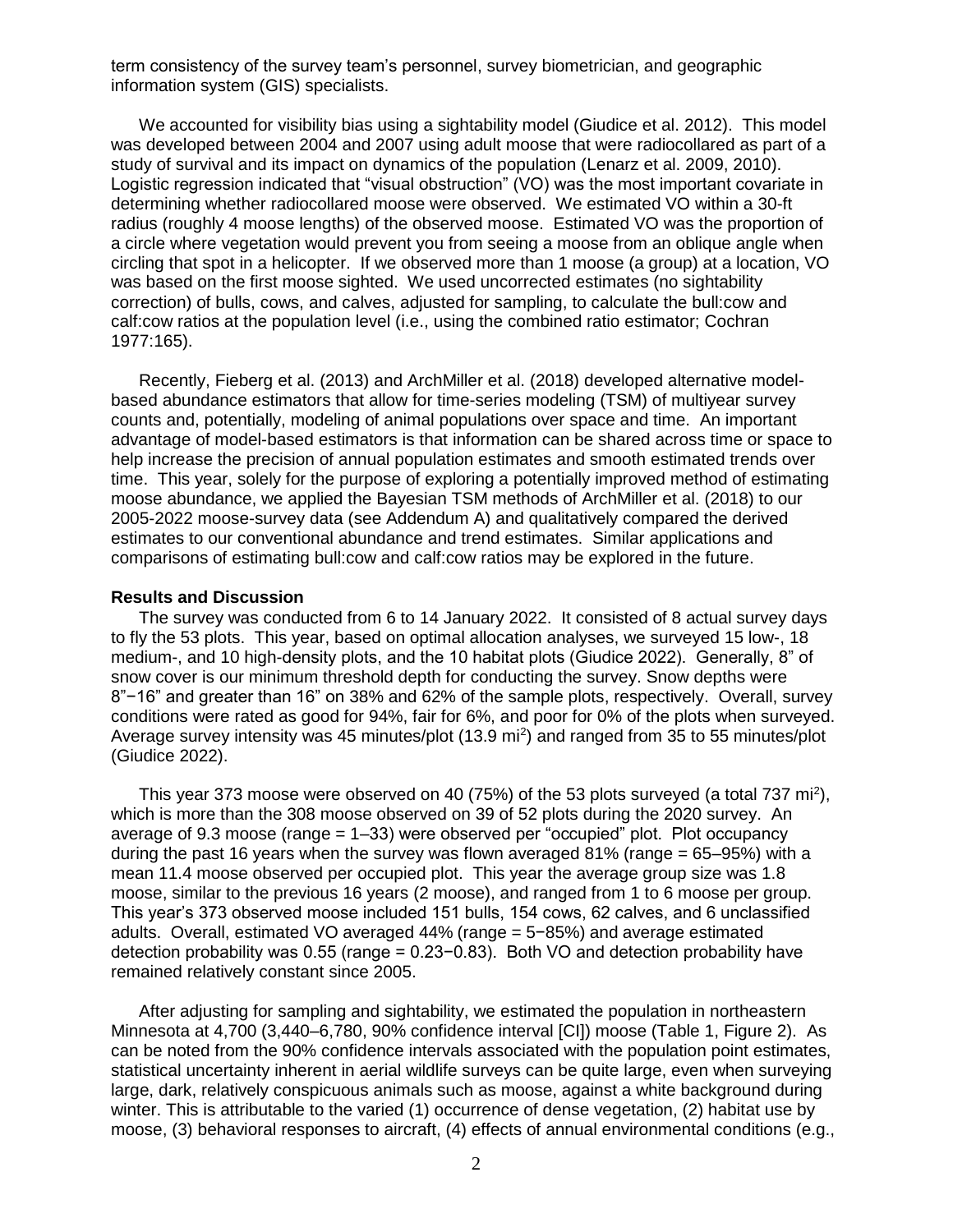term consistency of the survey team's personnel, survey biometrician, and geographic information system (GIS) specialists.

We accounted for visibility bias using a sightability model (Giudice et al. 2012). This model was developed between 2004 and 2007 using adult moose that were radiocollared as part of a study of survival and its impact on dynamics of the population (Lenarz et al. 2009, 2010). Logistic regression indicated that "visual obstruction" (VO) was the most important covariate in determining whether radiocollared moose were observed. We estimated VO within a 30-ft radius (roughly 4 moose lengths) of the observed moose. Estimated VO was the proportion of a circle where vegetation would prevent you from seeing a moose from an oblique angle when circling that spot in a helicopter. If we observed more than 1 moose (a group) at a location, VO was based on the first moose sighted. We used uncorrected estimates (no sightability correction) of bulls, cows, and calves, adjusted for sampling, to calculate the bull:cow and calf:cow ratios at the population level (i.e., using the combined ratio estimator; Cochran 1977:165).

Recently, Fieberg et al. (2013) and ArchMiller et al. (2018) developed alternative model-based abundance estimators that allow for time-series modeling (TSM) of multiyear survey counts and, potentially, modeling of animal populations over space and time. An important advantage of model-based estimators is that information can be shared across time or space to help increase the precision of annual population estimates and smooth estimated trends over time. This year, solely for the purpose of exploring a potentially improved method of estimating moose abundance, we applied the Bayesian TSM methods of ArchMiller et al. (2018) to our 2005-2022 moose-survey data (see Addendum A) and qualitatively compared the derived estimates to our conventional abundance and trend estimates. Similar applications and comparisons of estimating bull:cow and calf:cow ratios may be explored in the future.

### Results and Discussion

The survey was conducted from 6 to 14 January 2022. It consisted of 8 actual survey days to fly the 53 plots. This year, based on optimal allocation analyses, we surveyed 15 low-, 18 medium-, and 10 high-density plots, and the 10 habitat plots (Giudice 2022). Generally, 8" of snow cover is our minimum threshold depth for conducting the survey. Snow depths were 8"−16" and greater than 16" on 38% and 62% of the sample plots, respectively. Overall, survey conditions were rated as good for 94%, fair for 6%, and poor for 0% of the plots when surveyed. Average survey intensity was 45 minutes/plot (13.9 mi$^2$) and ranged from 35 to 55 minutes/plot (Giudice 2022).

This year 373 moose were observed on 40 (75%) of the 53 plots surveyed (a total 737 mi$^2$), which is more than the 308 moose observed on 39 of 52 plots during the 2020 survey. An average of 9.3 moose (range = 1–33) were observed per "occupied" plot. Plot occupancy during the past 16 years when the survey was flown averaged 81% (range = 65–95%) with a mean 11.4 moose observed per occupied plot. This year the average group size was 1.8 moose, similar to the previous 16 years (2 moose), and ranged from 1 to 6 moose per group. This year's 373 observed moose included 151 bulls, 154 cows, 62 calves, and 6 unclassified adults. Overall, estimated VO averaged 44% (range = 5−85%) and average estimated detection probability was 0.55 (range = 0.23−0.83). Both VO and detection probability have remained relatively constant since 2005.

After adjusting for sampling and sightability, we estimated the population in northeastern Minnesota at 4,700 (3,440–6,780, 90% confidence interval [CI]) moose (Table 1, Figure 2). As can be noted from the 90% confidence intervals associated with the population point estimates, statistical uncertainty inherent in aerial wildlife surveys can be quite large, even when surveying large, dark, relatively conspicuous animals such as moose, against a white background during winter. This is attributable to the varied (1) occurrence of dense vegetation, (2) habitat use by moose, (3) behavioral responses to aircraft, (4) effects of annual environmental conditions (e.g.,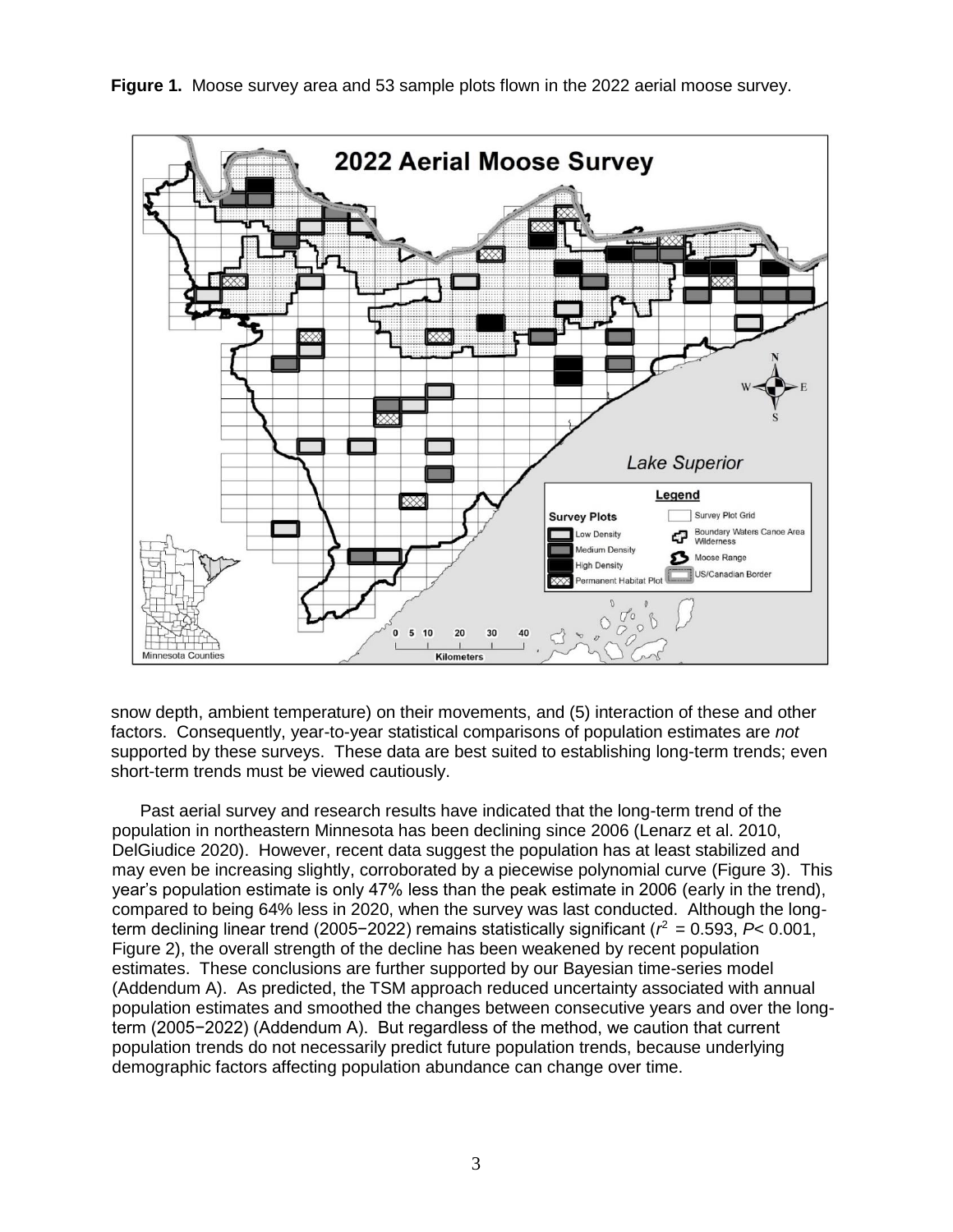**Figure 1.** Moose survey area and 53 sample plots flown in the 2022 aerial moose survey.

snow depth, ambient temperature) on their movements, and (5) interaction of these and other factors. Consequently, year-to-year statistical comparisons of population estimates are *not* supported by these surveys. These data are best suited to establishing long-term trends; even short-term trends must be viewed cautiously.

Past aerial survey and research results have indicated that the long-term trend of the population in northeastern Minnesota has been declining since 2006 (Lenarz et al. 2010, DelGiudice 2020). However, recent data suggest the population has at least stabilized and may even be increasing slightly, corroborated by a piecewise polynomial curve (Figure 3). This year's population estimate is only 47% less than the peak estimate in 2006 (early in the trend), compared to being 64% less in 2020, when the survey was last conducted. Although the long-term declining linear trend (2005−2022) remains statistically significant ($r^2$ = 0.593, $P$< 0.001, Figure 2), the overall strength of the decline has been weakened by recent population estimates. These conclusions are further supported by our Bayesian time-series model (Addendum A). As predicted, the TSM approach reduced uncertainty associated with annual population estimates and smoothed the changes between consecutive years and over the long-term (2005−2022) (Addendum A). But regardless of the method, we caution that current population trends do not necessarily predict future population trends, because underlying demographic factors affecting population abundance can change over time.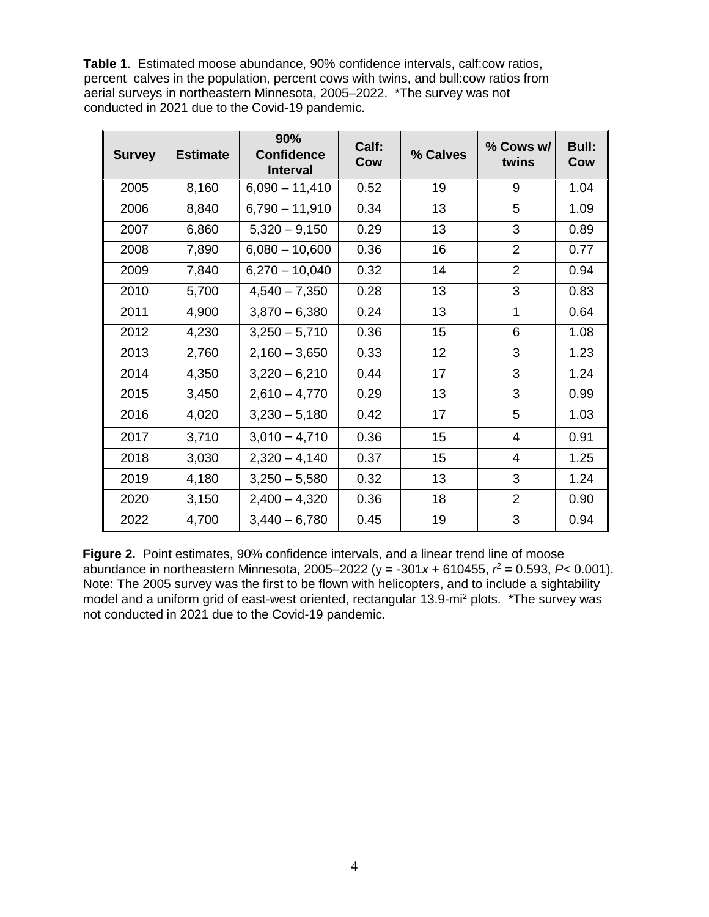**Table 1**. Estimated moose abundance, 90% confidence intervals, calf:cow ratios, percent calves in the population, percent cows with twins, and bull:cow ratios from aerial surveys in northeastern Minnesota, 2005–2022. *The survey was not conducted in 2021 due to the Covid-19 pandemic.

| Survey | Estimate | 90% Confidence Interval | Calf: Cow | % Calves | % Cows w/ twins | Bull: Cow |
|---|---|---|---|---|---|---|
| 2005 | 8,160 | 6,090 – 11,410 | 0.52 | 19 | 9 | 1.04 |
| 2006 | 8,840 | 6,790 – 11,910 | 0.34 | 13 | 5 | 1.09 |
| 2007 | 6,860 | 5,320 – 9,150 | 0.29 | 13 | 3 | 0.89 |
| 2008 | 7,890 | 6,080 – 10,600 | 0.36 | 16 | 2 | 0.77 |
| 2009 | 7,840 | 6,270 – 10,040 | 0.32 | 14 | 2 | 0.94 |
| 2010 | 5,700 | 4,540 – 7,350 | 0.28 | 13 | 3 | 0.83 |
| 2011 | 4,900 | 3,870 – 6,380 | 0.24 | 13 | 1 | 0.64 |
| 2012 | 4,230 | 3,250 – 5,710 | 0.36 | 15 | 6 | 1.08 |
| 2013 | 2,760 | 2,160 – 3,650 | 0.33 | 12 | 3 | 1.23 |
| 2014 | 4,350 | 3,220 – 6,210 | 0.44 | 17 | 3 | 1.24 |
| 2015 | 3,450 | 2,610 – 4,770 | 0.29 | 13 | 3 | 0.99 |
| 2016 | 4,020 | 3,230 – 5,180 | 0.42 | 17 | 5 | 1.03 |
| 2017 | 3,710 | 3,010 – 4,710 | 0.36 | 15 | 4 | 0.91 |
| 2018 | 3,030 | 2,320 – 4,140 | 0.37 | 15 | 4 | 1.25 |
| 2019 | 4,180 | 3,250 – 5,580 | 0.32 | 13 | 3 | 1.24 |
| 2020 | 3,150 | 2,400 – 4,320 | 0.36 | 18 | 2 | 0.90 |
| 2022 | 4,700 | 3,440 – 6,780 | 0.45 | 19 | 3 | 0.94 |

**Figure 2.** Point estimates, 90% confidence intervals, and a linear trend line of moose abundance in northeastern Minnesota, 2005–2022 ($y = -301x + 610455$, $r^2 = 0.593$, $P < 0.001$). Note: The 2005 survey was the first to be flown with helicopters, and to include a sightability model and a uniform grid of east-west oriented, rectangular 13.9-mi$^2$ plots. *The survey was not conducted in 2021 due to the Covid-19 pandemic.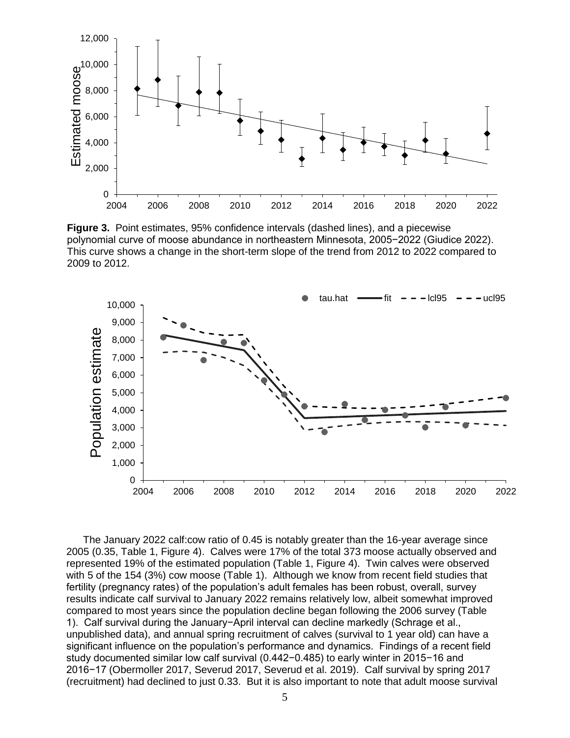**Figure 3.** Point estimates, 95% confidence intervals (dashed lines), and a piecewise polynomial curve of moose abundance in northeastern Minnesota, 2005−2022 (Giudice 2022). This curve shows a change in the short-term slope of the trend from 2012 to 2022 compared to 2009 to 2012.

The January 2022 calf:cow ratio of 0.45 is notably greater than the 16-year average since 2005 (0.35, Table 1, Figure 4). Calves were 17% of the total 373 moose actually observed and represented 19% of the estimated population (Table 1, Figure 4). Twin calves were observed with 5 of the 154 (3%) cow moose (Table 1). Although we know from recent field studies that fertility (pregnancy rates) of the population's adult females has been robust, overall, survey results indicate calf survival to January 2022 remains relatively low, albeit somewhat improved compared to most years since the population decline began following the 2006 survey (Table 1). Calf survival during the January−April interval can decline markedly (Schrage et al., unpublished data), and annual spring recruitment of calves (survival to 1 year old) can have a significant influence on the population's performance and dynamics. Findings of a recent field study documented similar low calf survival (0.442−0.485) to early winter in 2015−16 and 2016−17 (Obermoller 2017, Severud 2017, Severud et al. 2019). Calf survival by spring 2017 (recruitment) had declined to just 0.33. But it is also important to note that adult moose survival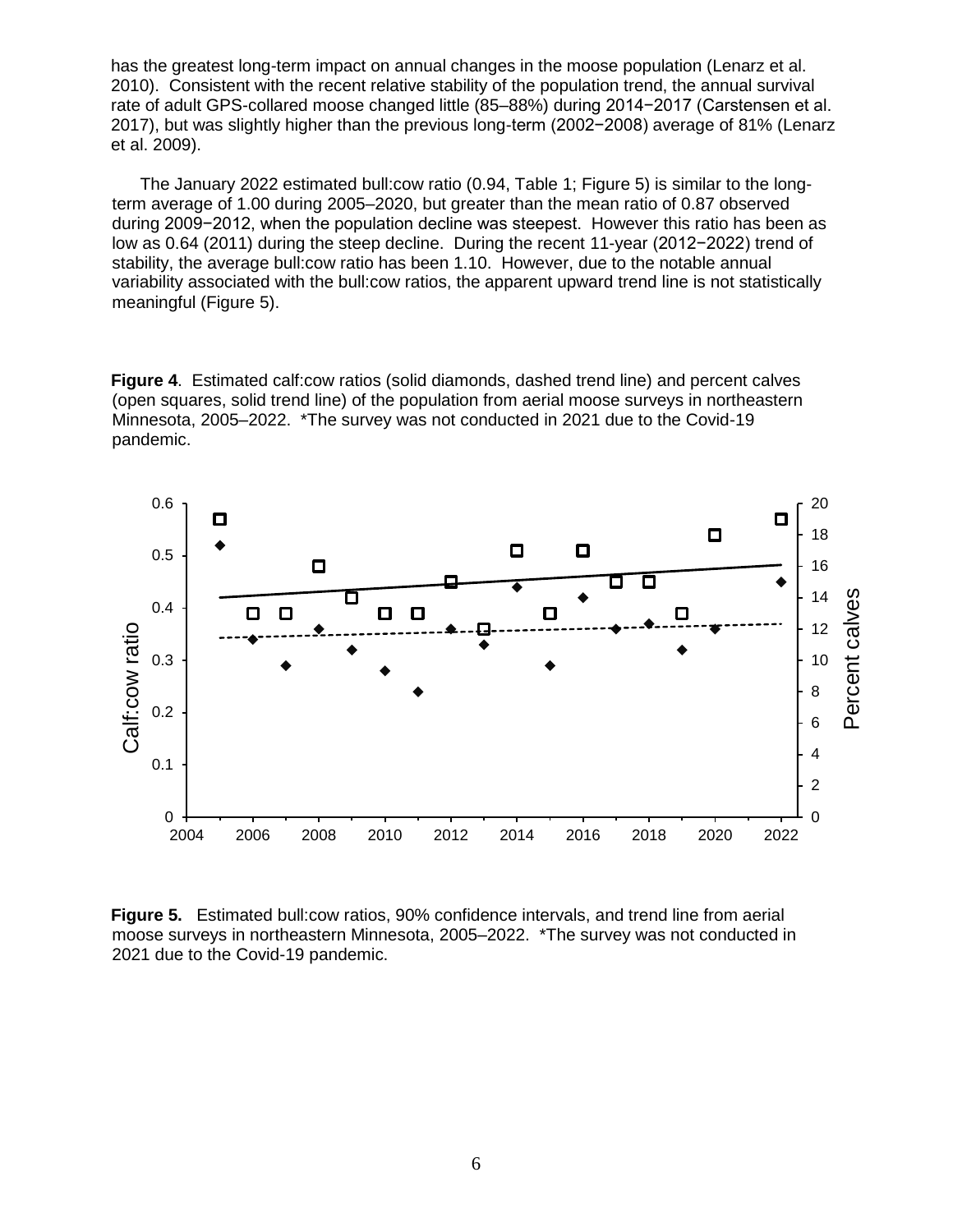has the greatest long-term impact on annual changes in the moose population (Lenarz et al. 2010). Consistent with the recent relative stability of the population trend, the annual survival rate of adult GPS-collared moose changed little (85–88%) during 2014−2017 (Carstensen et al. 2017), but was slightly higher than the previous long-term (2002−2008) average of 81% (Lenarz et al. 2009).

The January 2022 estimated bull:cow ratio (0.94, Table 1; Figure 5) is similar to the long-term average of 1.00 during 2005–2020, but greater than the mean ratio of 0.87 observed during 2009−2012, when the population decline was steepest. However this ratio has been as low as 0.64 (2011) during the steep decline. During the recent 11-year (2012−2022) trend of stability, the average bull:cow ratio has been 1.10. However, due to the notable annual variability associated with the bull:cow ratios, the apparent upward trend line is not statistically meaningful (Figure 5).

**Figure 4**. Estimated calf:cow ratios (solid diamonds, dashed trend line) and percent calves (open squares, solid trend line) of the population from aerial moose surveys in northeastern Minnesota, 2005–2022. *The survey was not conducted in 2021 due to the Covid-19 pandemic.

**Figure 5.** Estimated bull:cow ratios, 90% confidence intervals, and trend line from aerial moose surveys in northeastern Minnesota, 2005–2022. *The survey was not conducted in 2021 due to the Covid-19 pandemic.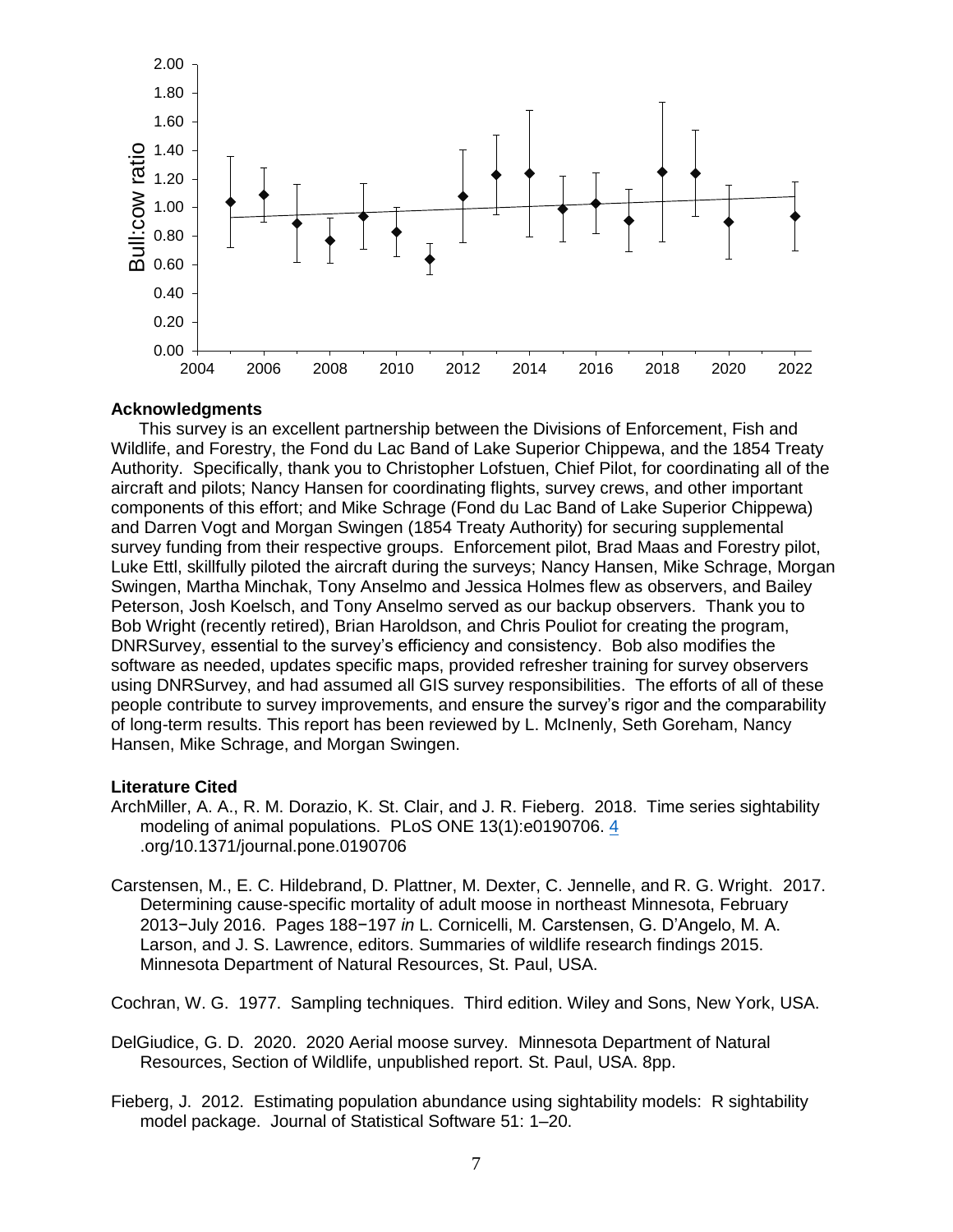## Acknowledgments

This survey is an excellent partnership between the Divisions of Enforcement, Fish and Wildlife, and Forestry, the Fond du Lac Band of Lake Superior Chippewa, and the 1854 Treaty Authority. Specifically, thank you to Christopher Lofstuen, Chief Pilot, for coordinating all of the aircraft and pilots; Nancy Hansen for coordinating flights, survey crews, and other important components of this effort; and Mike Schrage (Fond du Lac Band of Lake Superior Chippewa) and Darren Vogt and Morgan Swingen (1854 Treaty Authority) for securing supplemental survey funding from their respective groups. Enforcement pilot, Brad Maas and Forestry pilot, Luke Ettl, skillfully piloted the aircraft during the surveys; Nancy Hansen, Mike Schrage, Morgan Swingen, Martha Minchak, Tony Anselmo and Jessica Holmes flew as observers, and Bailey Peterson, Josh Koelsch, and Tony Anselmo served as our backup observers. Thank you to Bob Wright (recently retired), Brian Haroldson, and Chris Pouliot for creating the program, DNRSurvey, essential to the survey's efficiency and consistency. Bob also modifies the software as needed, updates specific maps, provided refresher training for survey observers using DNRSurvey, and had assumed all GIS survey responsibilities. The efforts of all of these people contribute to survey improvements, and ensure the survey's rigor and the comparability of long-term results. This report has been reviewed by L. McInenly, Seth Goreham, Nancy Hansen, Mike Schrage, and Morgan Swingen.

## Literature Cited

ArchMiller, A. A., R. M. Dorazio, K. St. Clair, and J. R. Fieberg. 2018. Time series sightability modeling of animal populations. PLoS ONE 13(1):e0190706. 4 .org/10.1371/journal.pone.0190706

Carstensen, M., E. C. Hildebrand, D. Plattner, M. Dexter, C. Jennelle, and R. G. Wright. 2017. Determining cause-specific mortality of adult moose in northeast Minnesota, February 2013−July 2016. Pages 188−197 *in* L. Cornicelli, M. Carstensen, G. D'Angelo, M. A. Larson, and J. S. Lawrence, editors. Summaries of wildlife research findings 2015. Minnesota Department of Natural Resources, St. Paul, USA.

Cochran, W. G. 1977. Sampling techniques. Third edition. Wiley and Sons, New York, USA.

DelGiudice, G. D. 2020. 2020 Aerial moose survey. Minnesota Department of Natural Resources, Section of Wildlife, unpublished report. St. Paul, USA. 8pp.

Fieberg, J. 2012. Estimating population abundance using sightability models: R sightability model package. Journal of Statistical Software 51: 1–20.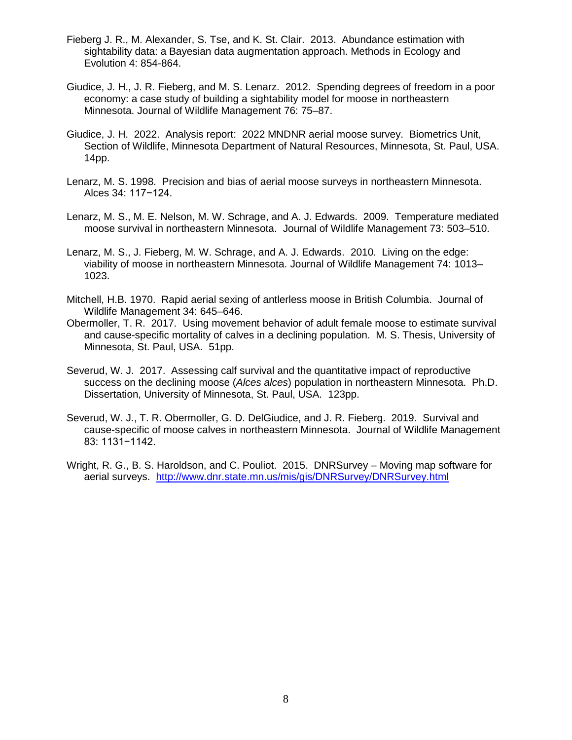Fieberg J. R., M. Alexander, S. Tse, and K. St. Clair. 2013. Abundance estimation with sightability data: a Bayesian data augmentation approach. Methods in Ecology and Evolution 4: 854-864.

Giudice, J. H., J. R. Fieberg, and M. S. Lenarz. 2012. Spending degrees of freedom in a poor economy: a case study of building a sightability model for moose in northeastern Minnesota. Journal of Wildlife Management 76: 75–87.

Giudice, J. H. 2022. Analysis report: 2022 MNDNR aerial moose survey. Biometrics Unit, Section of Wildlife, Minnesota Department of Natural Resources, Minnesota, St. Paul, USA. 14pp.

Lenarz, M. S. 1998. Precision and bias of aerial moose surveys in northeastern Minnesota. Alces 34: 117−124.

Lenarz, M. S., M. E. Nelson, M. W. Schrage, and A. J. Edwards. 2009. Temperature mediated moose survival in northeastern Minnesota. Journal of Wildlife Management 73: 503–510.

Lenarz, M. S., J. Fieberg, M. W. Schrage, and A. J. Edwards. 2010. Living on the edge: viability of moose in northeastern Minnesota. Journal of Wildlife Management 74: 1013–1023.

Mitchell, H.B. 1970. Rapid aerial sexing of antlerless moose in British Columbia. Journal of Wildlife Management 34: 645–646.

Obermoller, T. R. 2017. Using movement behavior of adult female moose to estimate survival and cause-specific mortality of calves in a declining population. M. S. Thesis, University of Minnesota, St. Paul, USA. 51pp.

Severud, W. J. 2017. Assessing calf survival and the quantitative impact of reproductive success on the declining moose (*Alces alces*) population in northeastern Minnesota. Ph.D. Dissertation, University of Minnesota, St. Paul, USA. 123pp.

Severud, W. J., T. R. Obermoller, G. D. DelGiudice, and J. R. Fieberg. 2019. Survival and cause-specific of moose calves in northeastern Minnesota. Journal of Wildlife Management 83: 1131−1142.

Wright, R. G., B. S. Haroldson, and C. Pouliot. 2015. DNRSurvey – Moving map software for aerial surveys. http://www.dnr.state.mn.us/mis/gis/DNRSurvey/DNRSurvey.html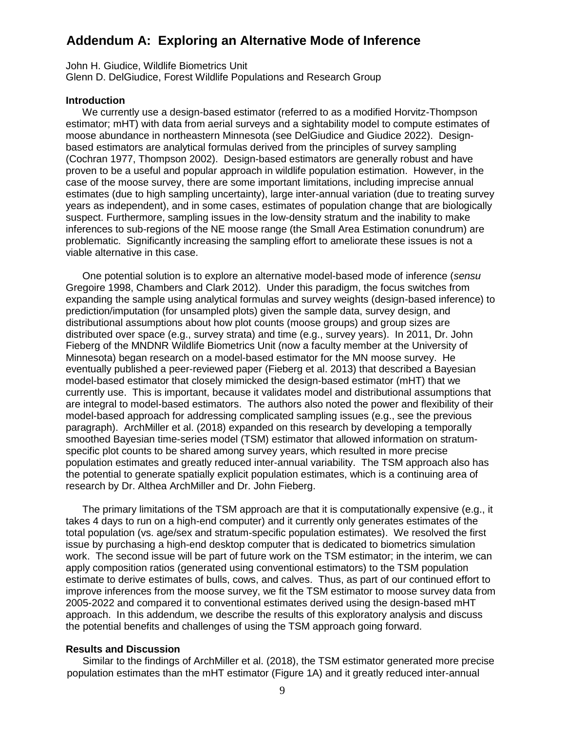## Addendum A: Exploring an Alternative Mode of Inference

John H. Giudice, Wildlife Biometrics Unit
Glenn D. DelGiudice, Forest Wildlife Populations and Research Group

### Introduction

We currently use a design-based estimator (referred to as a modified Horvitz-Thompson estimator; mHT) with data from aerial surveys and a sightability model to compute estimates of moose abundance in northeastern Minnesota (see DelGiudice and Giudice 2022). Design-based estimators are analytical formulas derived from the principles of survey sampling (Cochran 1977, Thompson 2002). Design-based estimators are generally robust and have proven to be a useful and popular approach in wildlife population estimation. However, in the case of the moose survey, there are some important limitations, including imprecise annual estimates (due to high sampling uncertainty), large inter-annual variation (due to treating survey years as independent), and in some cases, estimates of population change that are biologically suspect. Furthermore, sampling issues in the low-density stratum and the inability to make inferences to sub-regions of the NE moose range (the Small Area Estimation conundrum) are problematic. Significantly increasing the sampling effort to ameliorate these issues is not a viable alternative in this case.

One potential solution is to explore an alternative model-based mode of inference (*sensu* Gregoire 1998, Chambers and Clark 2012). Under this paradigm, the focus switches from expanding the sample using analytical formulas and survey weights (design-based inference) to prediction/imputation (for unsampled plots) given the sample data, survey design, and distributional assumptions about how plot counts (moose groups) and group sizes are distributed over space (e.g., survey strata) and time (e.g., survey years). In 2011, Dr. John Fieberg of the MNDNR Wildlife Biometrics Unit (now a faculty member at the University of Minnesota) began research on a model-based estimator for the MN moose survey. He eventually published a peer-reviewed paper (Fieberg et al. 2013) that described a Bayesian model-based estimator that closely mimicked the design-based estimator (mHT) that we currently use. This is important, because it validates model and distributional assumptions that are integral to model-based estimators. The authors also noted the power and flexibility of their model-based approach for addressing complicated sampling issues (e.g., see the previous paragraph). ArchMiller et al. (2018) expanded on this research by developing a temporally smoothed Bayesian time-series model (TSM) estimator that allowed information on stratum-specific plot counts to be shared among survey years, which resulted in more precise population estimates and greatly reduced inter-annual variability. The TSM approach also has the potential to generate spatially explicit population estimates, which is a continuing area of research by Dr. Althea ArchMiller and Dr. John Fieberg.

The primary limitations of the TSM approach are that it is computationally expensive (e.g., it takes 4 days to run on a high-end computer) and it currently only generates estimates of the total population (vs. age/sex and stratum-specific population estimates). We resolved the first issue by purchasing a high-end desktop computer that is dedicated to biometrics simulation work. The second issue will be part of future work on the TSM estimator; in the interim, we can apply composition ratios (generated using conventional estimators) to the TSM population estimate to derive estimates of bulls, cows, and calves. Thus, as part of our continued effort to improve inferences from the moose survey, we fit the TSM estimator to moose survey data from 2005-2022 and compared it to conventional estimates derived using the design-based mHT approach. In this addendum, we describe the results of this exploratory analysis and discuss the potential benefits and challenges of using the TSM approach going forward.

### Results and Discussion

Similar to the findings of ArchMiller et al. (2018), the TSM estimator generated more precise population estimates than the mHT estimator (Figure 1A) and it greatly reduced inter-annual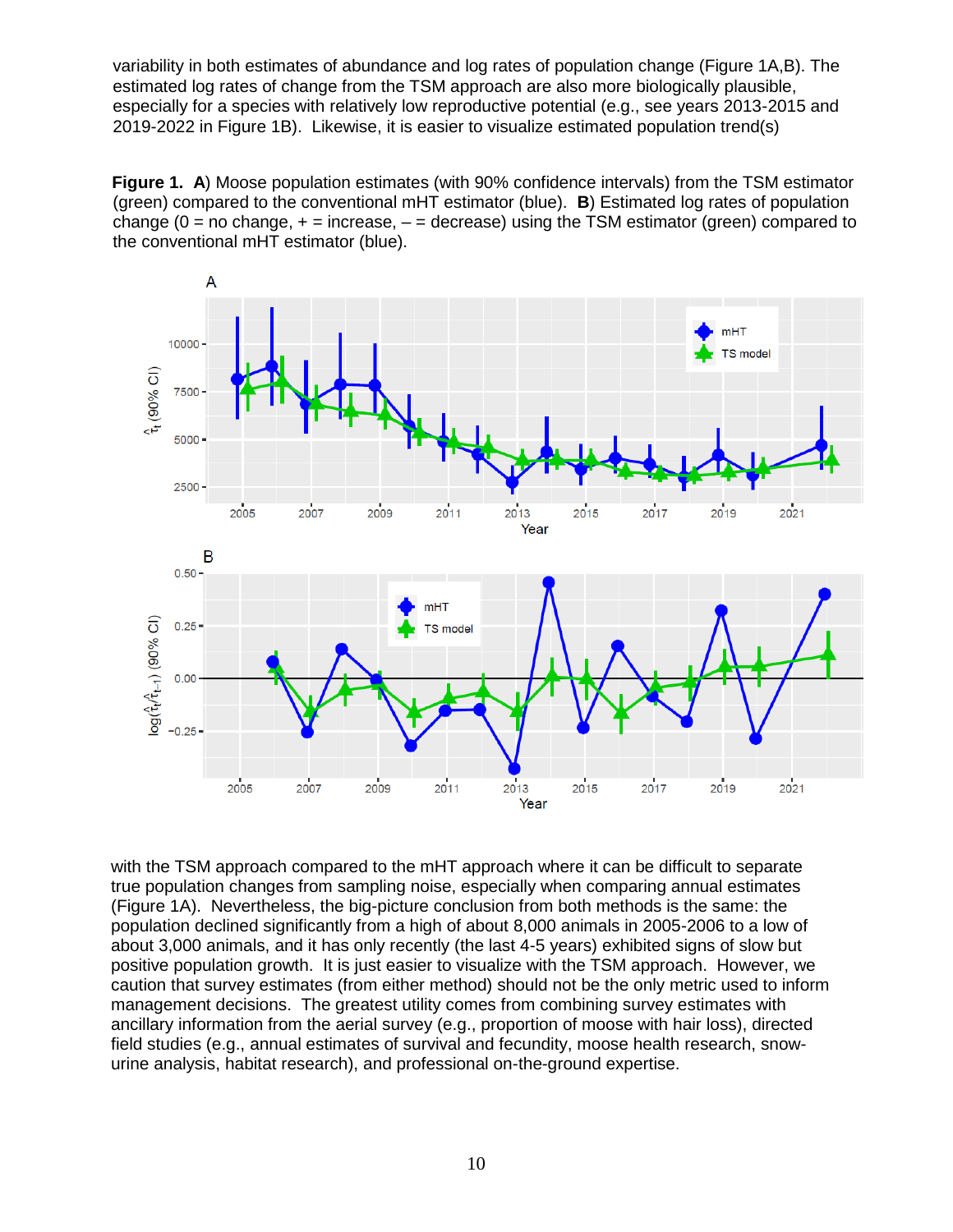variability in both estimates of abundance and log rates of population change (Figure 1A,B). The estimated log rates of change from the TSM approach are also more biologically plausible, especially for a species with relatively low reproductive potential (e.g., see years 2013-2015 and 2019-2022 in Figure 1B). Likewise, it is easier to visualize estimated population trend(s)

**Figure 1. A**) Moose population estimates (with 90% confidence intervals) from the TSM estimator (green) compared to the conventional mHT estimator (blue). **B**) Estimated log rates of population change (0 = no change, + = increase, – = decrease) using the TSM estimator (green) compared to the conventional mHT estimator (blue).

with the TSM approach compared to the mHT approach where it can be difficult to separate true population changes from sampling noise, especially when comparing annual estimates (Figure 1A). Nevertheless, the big-picture conclusion from both methods is the same: the population declined significantly from a high of about 8,000 animals in 2005-2006 to a low of about 3,000 animals, and it has only recently (the last 4-5 years) exhibited signs of slow but positive population growth. It is just easier to visualize with the TSM approach. However, we caution that survey estimates (from either method) should not be the only metric used to inform management decisions. The greatest utility comes from combining survey estimates with ancillary information from the aerial survey (e.g., proportion of moose with hair loss), directed field studies (e.g., annual estimates of survival and fecundity, moose health research, snow-urine analysis, habitat research), and professional on-the-ground expertise.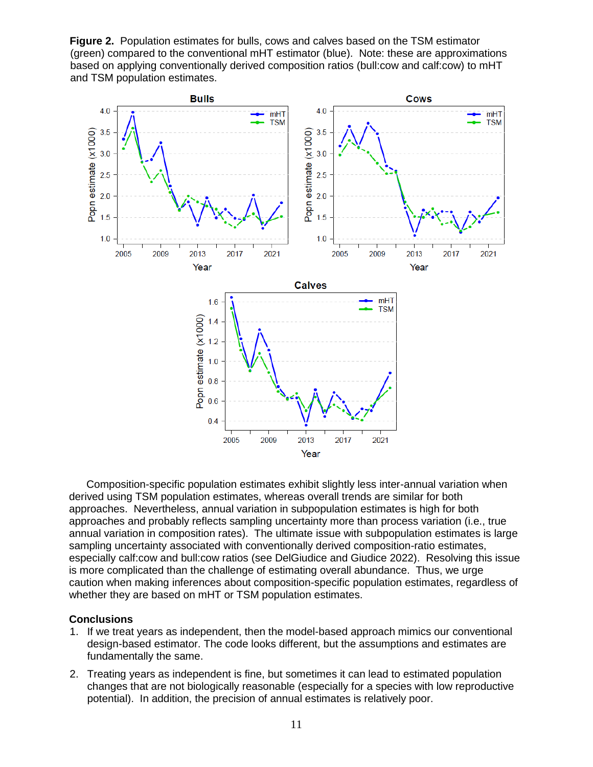**Figure 2.** Population estimates for bulls, cows and calves based on the TSM estimator (green) compared to the conventional mHT estimator (blue). Note: these are approximations based on applying conventionally derived composition ratios (bull:cow and calf:cow) to mHT and TSM population estimates.

Composition-specific population estimates exhibit slightly less inter-annual variation when derived using TSM population estimates, whereas overall trends are similar for both approaches. Nevertheless, annual variation in subpopulation estimates is high for both approaches and probably reflects sampling uncertainty more than process variation (i.e., true annual variation in composition rates). The ultimate issue with subpopulation estimates is large sampling uncertainty associated with conventionally derived composition-ratio estimates, especially calf:cow and bull:cow ratios (see DelGiudice and Giudice 2022). Resolving this issue is more complicated than the challenge of estimating overall abundance. Thus, we urge caution when making inferences about composition-specific population estimates, regardless of whether they are based on mHT or TSM population estimates.

## Conclusions

1. If we treat years as independent, then the model-based approach mimics our conventional design-based estimator. The code looks different, but the assumptions and estimates are fundamentally the same.
2. Treating years as independent is fine, but sometimes it can lead to estimated population changes that are not biologically reasonable (especially for a species with low reproductive potential). In addition, the precision of annual estimates is relatively poor.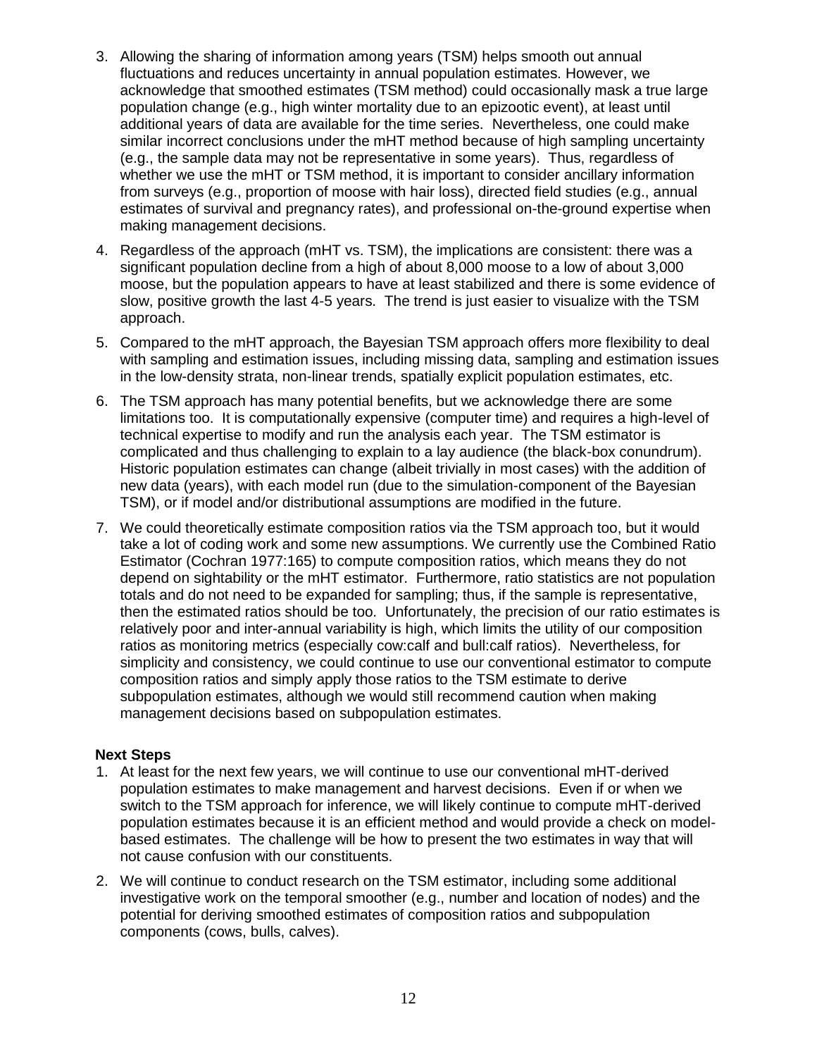3. Allowing the sharing of information among years (TSM) helps smooth out annual fluctuations and reduces uncertainty in annual population estimates. However, we acknowledge that smoothed estimates (TSM method) could occasionally mask a true large population change (e.g., high winter mortality due to an epizootic event), at least until additional years of data are available for the time series. Nevertheless, one could make similar incorrect conclusions under the mHT method because of high sampling uncertainty (e.g., the sample data may not be representative in some years). Thus, regardless of whether we use the mHT or TSM method, it is important to consider ancillary information from surveys (e.g., proportion of moose with hair loss), directed field studies (e.g., annual estimates of survival and pregnancy rates), and professional on-the-ground expertise when making management decisions.

4. Regardless of the approach (mHT vs. TSM), the implications are consistent: there was a significant population decline from a high of about 8,000 moose to a low of about 3,000 moose, but the population appears to have at least stabilized and there is some evidence of slow, positive growth the last 4-5 years. The trend is just easier to visualize with the TSM approach.

5. Compared to the mHT approach, the Bayesian TSM approach offers more flexibility to deal with sampling and estimation issues, including missing data, sampling and estimation issues in the low-density strata, non-linear trends, spatially explicit population estimates, etc.

6. The TSM approach has many potential benefits, but we acknowledge there are some limitations too. It is computationally expensive (computer time) and requires a high-level of technical expertise to modify and run the analysis each year. The TSM estimator is complicated and thus challenging to explain to a lay audience (the black-box conundrum). Historic population estimates can change (albeit trivially in most cases) with the addition of new data (years), with each model run (due to the simulation-component of the Bayesian TSM), or if model and/or distributional assumptions are modified in the future.

7. We could theoretically estimate composition ratios via the TSM approach too, but it would take a lot of coding work and some new assumptions. We currently use the Combined Ratio Estimator (Cochran 1977:165) to compute composition ratios, which means they do not depend on sightability or the mHT estimator. Furthermore, ratio statistics are not population totals and do not need to be expanded for sampling; thus, if the sample is representative, then the estimated ratios should be too. Unfortunately, the precision of our ratio estimates is relatively poor and inter-annual variability is high, which limits the utility of our composition ratios as monitoring metrics (especially cow:calf and bull:calf ratios). Nevertheless, for simplicity and consistency, we could continue to use our conventional estimator to compute composition ratios and simply apply those ratios to the TSM estimate to derive subpopulation estimates, although we would still recommend caution when making management decisions based on subpopulation estimates.

**Next Steps**

1. At least for the next few years, we will continue to use our conventional mHT-derived population estimates to make management and harvest decisions. Even if or when we switch to the TSM approach for inference, we will likely continue to compute mHT-derived population estimates because it is an efficient method and would provide a check on model-based estimates. The challenge will be how to present the two estimates in way that will not cause confusion with our constituents.

2. We will continue to conduct research on the TSM estimator, including some additional investigative work on the temporal smoother (e.g., number and location of nodes) and the potential for deriving smoothed estimates of composition ratios and subpopulation components (cows, bulls, calves).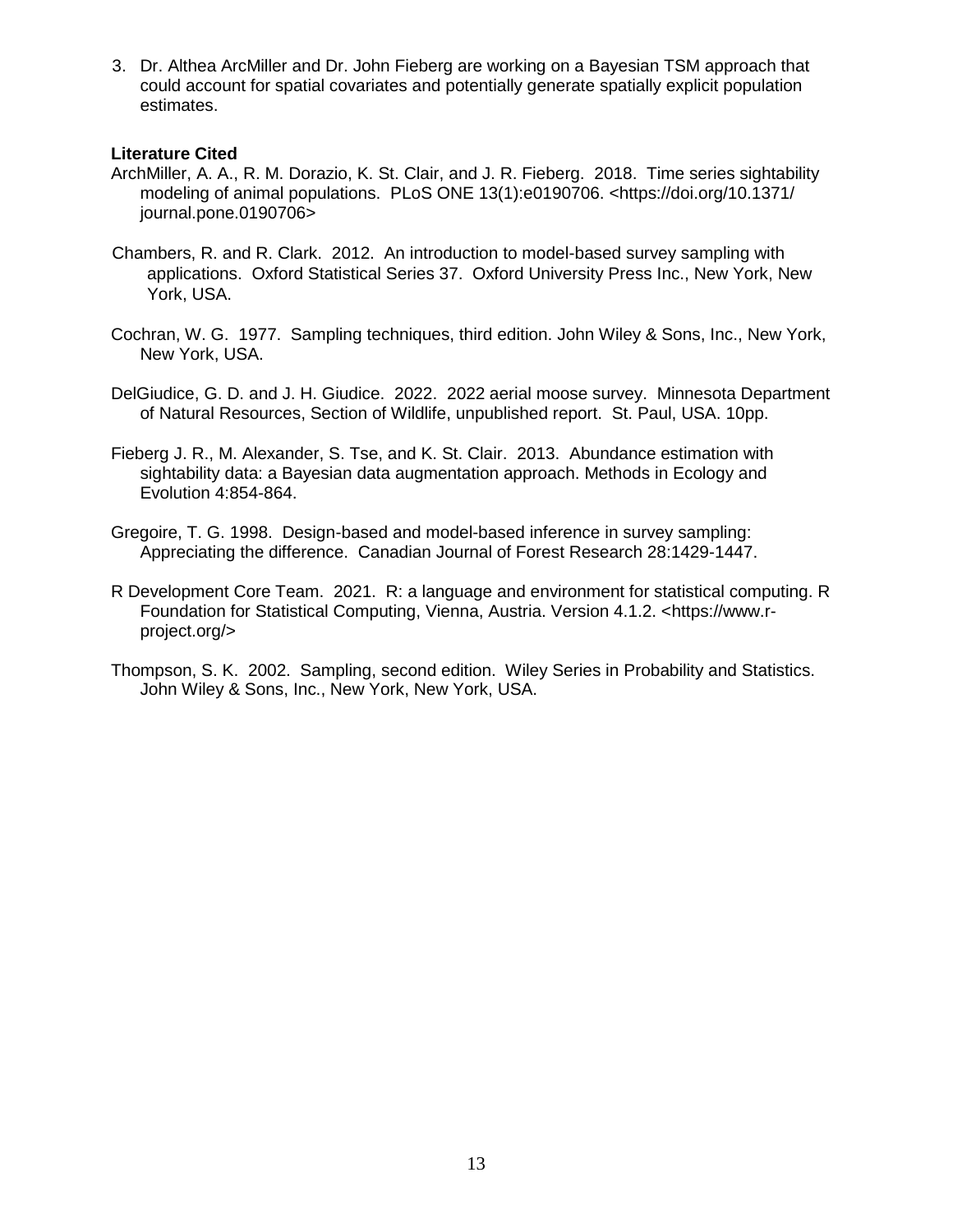3. Dr. Althea ArcMiller and Dr. John Fieberg are working on a Bayesian TSM approach that could account for spatial covariates and potentially generate spatially explicit population estimates.

**Literature Cited**

ArchMiller, A. A., R. M. Dorazio, K. St. Clair, and J. R. Fieberg. 2018. Time series sightability modeling of animal populations. PLoS ONE 13(1):e0190706. <https://doi.org/10.1371/journal.pone.0190706>

Chambers, R. and R. Clark. 2012. An introduction to model-based survey sampling with applications. Oxford Statistical Series 37. Oxford University Press Inc., New York, New York, USA.

Cochran, W. G. 1977. Sampling techniques, third edition. John Wiley & Sons, Inc., New York, New York, USA.

DelGiudice, G. D. and J. H. Giudice. 2022. 2022 aerial moose survey. Minnesota Department of Natural Resources, Section of Wildlife, unpublished report. St. Paul, USA. 10pp.

Fieberg J. R., M. Alexander, S. Tse, and K. St. Clair. 2013. Abundance estimation with sightability data: a Bayesian data augmentation approach. Methods in Ecology and Evolution 4:854-864.

Gregoire, T. G. 1998. Design-based and model-based inference in survey sampling: Appreciating the difference. Canadian Journal of Forest Research 28:1429-1447.

R Development Core Team. 2021. R: a language and environment for statistical computing. R Foundation for Statistical Computing, Vienna, Austria. Version 4.1.2. <https://www.r-project.org/>

Thompson, S. K. 2002. Sampling, second edition. Wiley Series in Probability and Statistics. John Wiley & Sons, Inc., New York, New York, USA.